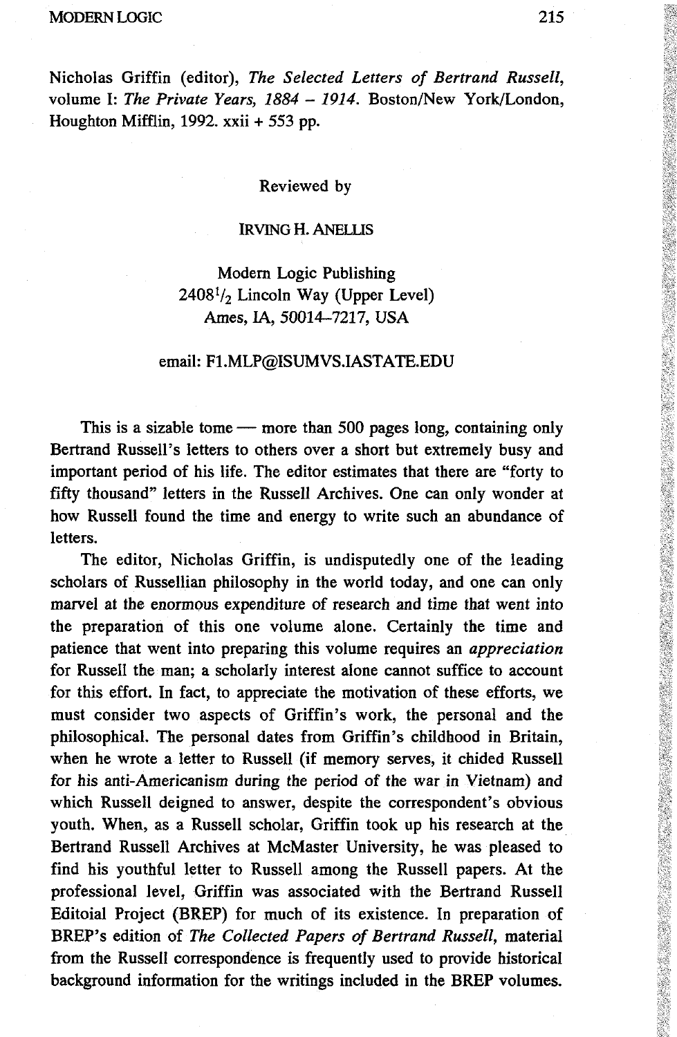Nicholas Griffin (editor), *The Selected Letters of Bertrand Russell*, volume I: *The Private Years, 1884 – 1914*. Boston/New York/London, Houghton Mifflin, 1992. xxii + 553 pp.

Reviewed by

IRVING H. ANELLIS

Modern Logic Publishing
2408½ Lincoln Way (Upper Level)
Ames, IA, 50014–7217, USA

email: F1.MLP@ISUMVS.IASTATE.EDU

This is a sizable tome — more than 500 pages long, containing only Bertrand Russell's letters to others over a short but extremely busy and important period of his life. The editor estimates that there are "forty to fifty thousand" letters in the Russell Archives. One can only wonder at how Russell found the time and energy to write such an abundance of letters.

The editor, Nicholas Griffin, is undisputedly one of the leading scholars of Russellian philosophy in the world today, and one can only marvel at the enormous expenditure of research and time that went into the preparation of this one volume alone. Certainly the time and patience that went into preparing this volume requires an *appreciation* for Russell the man; a scholarly interest alone cannot suffice to account for this effort. In fact, to appreciate the motivation of these efforts, we must consider two aspects of Griffin's work, the personal and the philosophical. The personal dates from Griffin's childhood in Britain, when he wrote a letter to Russell (if memory serves, it chided Russell for his anti-Americanism during the period of the war in Vietnam) and which Russell deigned to answer, despite the correspondent's obvious youth. When, as a Russell scholar, Griffin took up his research at the Bertrand Russell Archives at McMaster University, he was pleased to find his youthful letter to Russell among the Russell papers. At the professional level, Griffin was associated with the Bertrand Russell Editoial Project (BREP) for much of its existence. In preparation of BREP's edition of *The Collected Papers of Bertrand Russell*, material from the Russell correspondence is frequently used to provide historical background information for the writings included in the BREP volumes.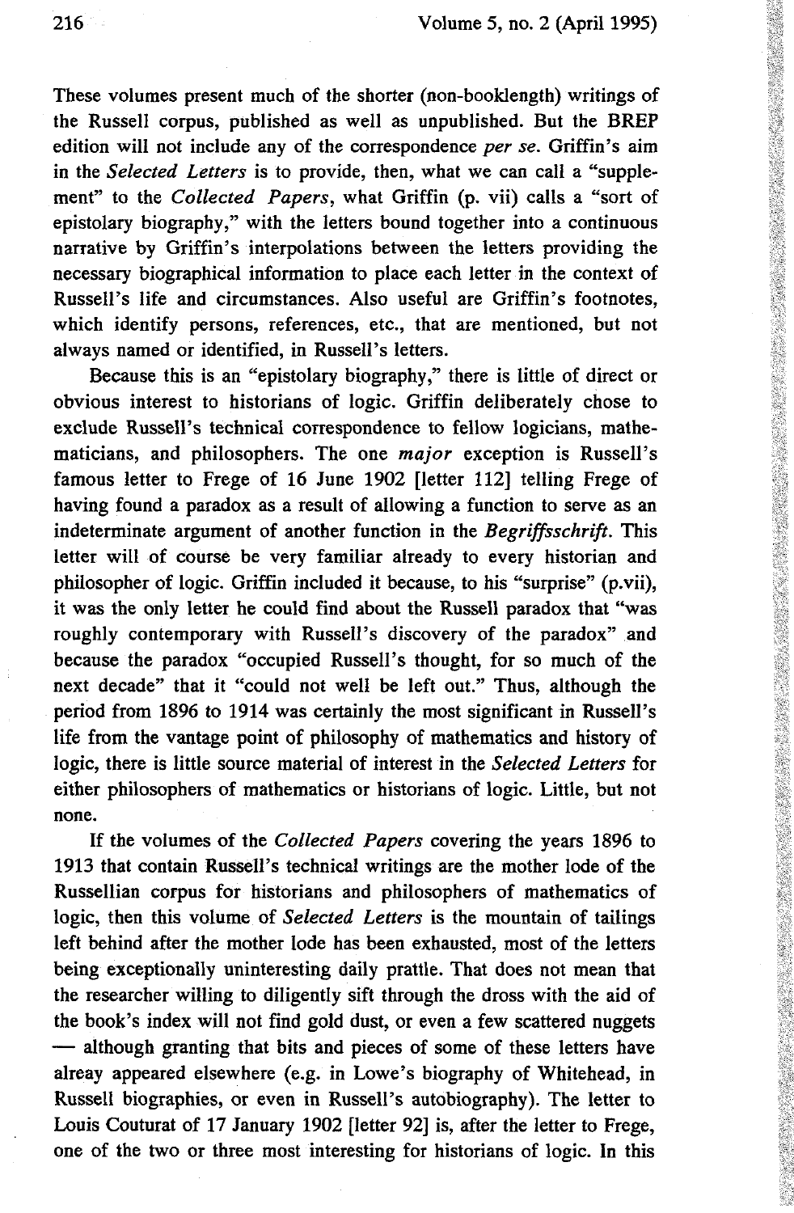These volumes present much of the shorter (non-booklength) writings of the Russell corpus, published as well as unpublished. But the BREP edition will not include any of the correspondence *per se*. Griffin's aim in the *Selected Letters* is to provide, then, what we can call a "supplement" to the *Collected Papers*, what Griffin (p. vii) calls a "sort of epistolary biography," with the letters bound together into a continuous narrative by Griffin's interpolations between the letters providing the necessary biographical information to place each letter in the context of Russell's life and circumstances. Also useful are Griffin's footnotes, which identify persons, references, etc., that are mentioned, but not always named or identified, in Russell's letters.

Because this is an "epistolary biography," there is little of direct or obvious interest to historians of logic. Griffin deliberately chose to exclude Russell's technical correspondence to fellow logicians, mathematicians, and philosophers. The one *major* exception is Russell's famous letter to Frege of 16 June 1902 [letter 112] telling Frege of having found a paradox as a result of allowing a function to serve as an indeterminate argument of another function in the *Begriffsschrift*. This letter will of course be very familiar already to every historian and philosopher of logic. Griffin included it because, to his "surprise" (p.vii), it was the only letter he could find about the Russell paradox that "was roughly contemporary with Russell's discovery of the paradox" and because the paradox "occupied Russell's thought, for so much of the next decade" that it "could not well be left out." Thus, although the period from 1896 to 1914 was certainly the most significant in Russell's life from the vantage point of philosophy of mathematics and history of logic, there is little source material of interest in the *Selected Letters* for either philosophers of mathematics or historians of logic. Little, but not none.

If the volumes of the *Collected Papers* covering the years 1896 to 1913 that contain Russell's technical writings are the mother lode of the Russellian corpus for historians and philosophers of mathematics of logic, then this volume of *Selected Letters* is the mountain of tailings left behind after the mother lode has been exhausted, most of the letters being exceptionally uninteresting daily prattle. That does not mean that the researcher willing to diligently sift through the dross with the aid of the book's index will not find gold dust, or even a few scattered nuggets — although granting that bits and pieces of some of these letters have alreay appeared elsewhere (e.g. in Lowe's biography of Whitehead, in Russell biographies, or even in Russell's autobiography). The letter to Louis Couturat of 17 January 1902 [letter 92] is, after the letter to Frege, one of the two or three most interesting for historians of logic. In this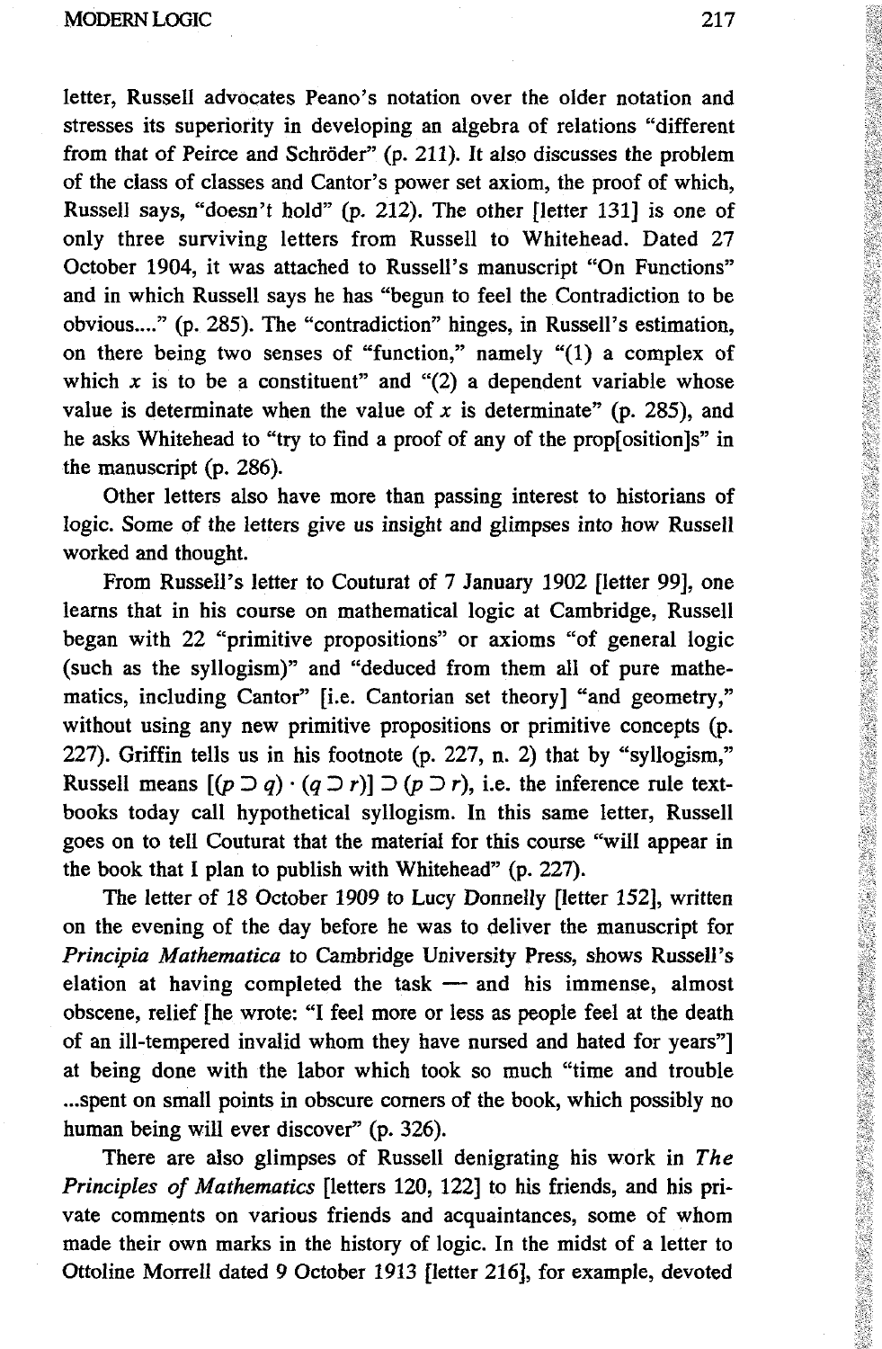letter, Russell advocates Peano's notation over the older notation and stresses its superiority in developing an algebra of relations "different from that of Peirce and Schröder" (p. 211). It also discusses the problem of the class of classes and Cantor's power set axiom, the proof of which, Russell says, "doesn't hold" (p. 212). The other [letter 131] is one of only three surviving letters from Russell to Whitehead. Dated 27 October 1904, it was attached to Russell's manuscript "On Functions" and in which Russell says he has "begun to feel the Contradiction to be obvious...." (p. 285). The "contradiction" hinges, in Russell's estimation, on there being two senses of "function," namely "(1) a complex of which $x$ is to be a constituent" and "(2) a dependent variable whose value is determinate when the value of $x$ is determinate" (p. 285), and he asks Whitehead to "try to find a proof of any of the prop[osition]s" in the manuscript (p. 286).

Other letters also have more than passing interest to historians of logic. Some of the letters give us insight and glimpses into how Russell worked and thought.

From Russell's letter to Couturat of 7 January 1902 [letter 99], one learns that in his course on mathematical logic at Cambridge, Russell began with 22 "primitive propositions" or axioms "of general logic (such as the syllogism)" and "deduced from them all of pure mathematics, including Cantor" [i.e. Cantorian set theory] "and geometry," without using any new primitive propositions or primitive concepts (p. 227). Griffin tells us in his footnote (p. 227, n. 2) that by "syllogism," Russell means $[(p \supset q) \cdot (q \supset r)] \supset (p \supset r)$, i.e. the inference rule textbooks today call hypothetical syllogism. In this same letter, Russell goes on to tell Couturat that the material for this course "will appear in the book that I plan to publish with Whitehead" (p. 227).

The letter of 18 October 1909 to Lucy Donnelly [letter 152], written on the evening of the day before he was to deliver the manuscript for *Principia Mathematica* to Cambridge University Press, shows Russell's elation at having completed the task — and his immense, almost obscene, relief [he wrote: "I feel more or less as people feel at the death of an ill-tempered invalid whom they have nursed and hated for years"] at being done with the labor which took so much "time and trouble ...spent on small points in obscure corners of the book, which possibly no human being will ever discover" (p. 326).

There are also glimpses of Russell denigrating his work in *The Principles of Mathematics* [letters 120, 122] to his friends, and his private comments on various friends and acquaintances, some of whom made their own marks in the history of logic. In the midst of a letter to Ottoline Morrell dated 9 October 1913 [letter 216], for example, devoted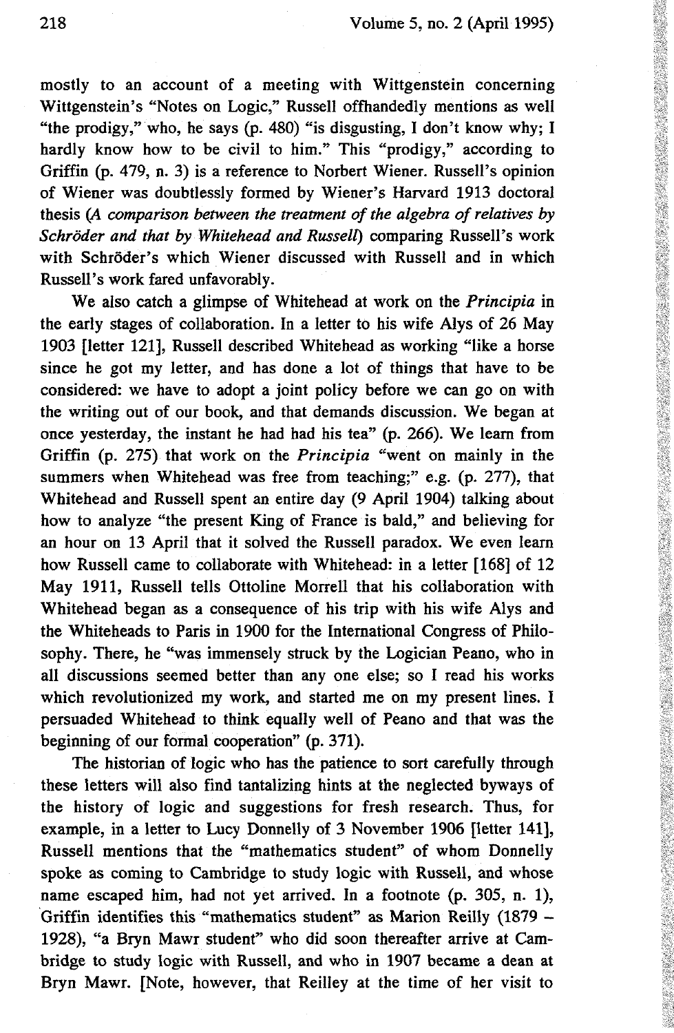mostly to an account of a meeting with Wittgenstein concerning Wittgenstein's "Notes on Logic," Russell offhandedly mentions as well "the prodigy," who, he says (p. 480) "is disgusting, I don't know why; I hardly know how to be civil to him." This "prodigy," according to Griffin (p. 479, n. 3) is a reference to Norbert Wiener. Russell's opinion of Wiener was doubtlessly formed by Wiener's Harvard 1913 doctoral thesis (*A comparison between the treatment of the algebra of relatives by Schröder and that by Whitehead and Russell*) comparing Russell's work with Schröder's which Wiener discussed with Russell and in which Russell's work fared unfavorably.

We also catch a glimpse of Whitehead at work on the *Principia* in the early stages of collaboration. In a letter to his wife Alys of 26 May 1903 [letter 121], Russell described Whitehead as working "like a horse since he got my letter, and has done a lot of things that have to be considered: we have to adopt a joint policy before we can go on with the writing out of our book, and that demands discussion. We began at once yesterday, the instant he had had his tea" (p. 266). We learn from Griffin (p. 275) that work on the *Principia* "went on mainly in the summers when Whitehead was free from teaching;" e.g. (p. 277), that Whitehead and Russell spent an entire day (9 April 1904) talking about how to analyze "the present King of France is bald," and believing for an hour on 13 April that it solved the Russell paradox. We even learn how Russell came to collaborate with Whitehead: in a letter [168] of 12 May 1911, Russell tells Ottoline Morrell that his collaboration with Whitehead began as a consequence of his trip with his wife Alys and the Whiteheads to Paris in 1900 for the International Congress of Philosophy. There, he "was immensely struck by the Logician Peano, who in all discussions seemed better than any one else; so I read his works which revolutionized my work, and started me on my present lines. I persuaded Whitehead to think equally well of Peano and that was the beginning of our formal cooperation" (p. 371).

The historian of logic who has the patience to sort carefully through these letters will also find tantalizing hints at the neglected byways of the history of logic and suggestions for fresh research. Thus, for example, in a letter to Lucy Donnelly of 3 November 1906 [letter 141], Russell mentions that the "mathematics student" of whom Donnelly spoke as coming to Cambridge to study logic with Russell, and whose name escaped him, had not yet arrived. In a footnote (p. 305, n. 1), Griffin identifies this "mathematics student" as Marion Reilly (1879 – 1928), "a Bryn Mawr student" who did soon thereafter arrive at Cambridge to study logic with Russell, and who in 1907 became a dean at Bryn Mawr. [Note, however, that Reilley at the time of her visit to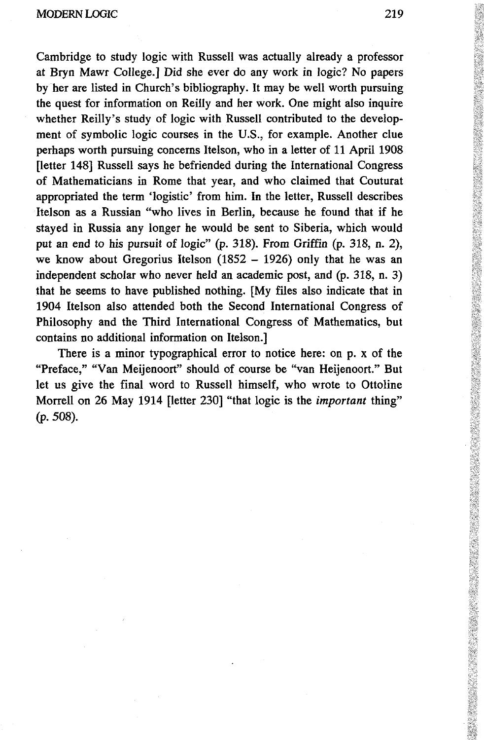Cambridge to study logic with Russell was actually already a professor at Bryn Mawr College.] Did she ever do any work in logic? No papers by her are listed in Church's bibliography. It may be well worth pursuing the quest for information on Reilly and her work. One might also inquire whether Reilly's study of logic with Russell contributed to the development of symbolic logic courses in the U.S., for example. Another clue perhaps worth pursuing concerns Itelson, who in a letter of 11 April 1908 [letter 148] Russell says he befriended during the International Congress of Mathematicians in Rome that year, and who claimed that Couturat appropriated the term 'logistic' from him. In the letter, Russell describes Itelson as a Russian "who lives in Berlin, because he found that if he stayed in Russia any longer he would be sent to Siberia, which would put an end to his pursuit of logic" (p. 318). From Griffin (p. 318, n. 2), we know about Gregorius Itelson (1852 – 1926) only that he was an independent scholar who never held an academic post, and (p. 318, n. 3) that he seems to have published nothing. [My files also indicate that in 1904 Itelson also attended both the Second International Congress of Philosophy and the Third International Congress of Mathematics, but contains no additional information on Itelson.]

There is a minor typographical error to notice here: on p. x of the "Preface," "Van Meijenoort" should of course be "van Heijenoort." But let us give the final word to Russell himself, who wrote to Ottoline Morrell on 26 May 1914 [letter 230] "that logic is the *important* thing" (p. 508).